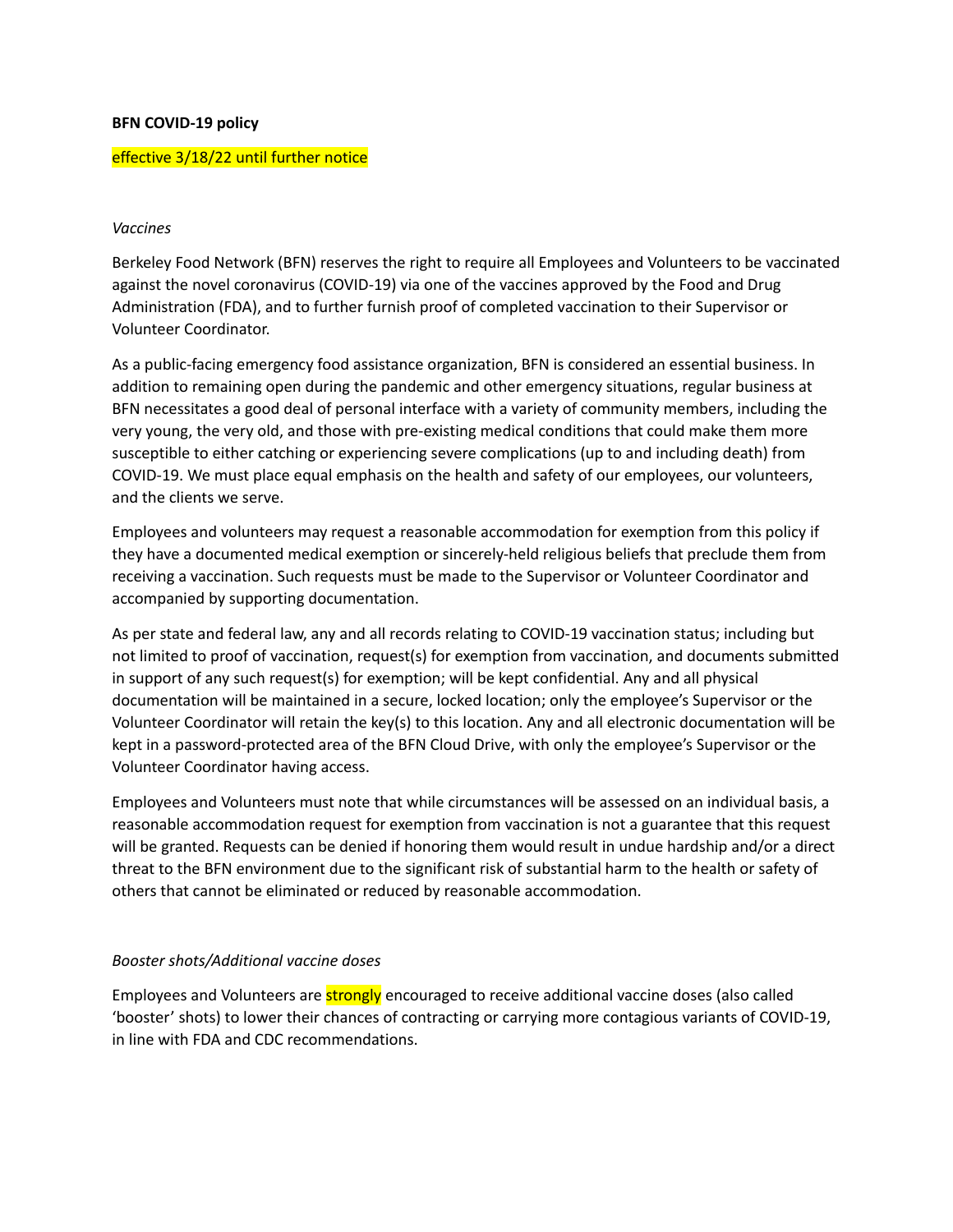**BFN COVID-19 policy**

effective 3/18/22 until further notice

*Vaccines*

Berkeley Food Network (BFN) reserves the right to require all Employees and Volunteers to be vaccinated against the novel coronavirus (COVID-19) via one of the vaccines approved by the Food and Drug Administration (FDA), and to further furnish proof of completed vaccination to their Supervisor or Volunteer Coordinator.

As a public-facing emergency food assistance organization, BFN is considered an essential business. In addition to remaining open during the pandemic and other emergency situations, regular business at BFN necessitates a good deal of personal interface with a variety of community members, including the very young, the very old, and those with pre-existing medical conditions that could make them more susceptible to either catching or experiencing severe complications (up to and including death) from COVID-19. We must place equal emphasis on the health and safety of our employees, our volunteers, and the clients we serve.

Employees and volunteers may request a reasonable accommodation for exemption from this policy if they have a documented medical exemption or sincerely-held religious beliefs that preclude them from receiving a vaccination. Such requests must be made to the Supervisor or Volunteer Coordinator and accompanied by supporting documentation.

As per state and federal law, any and all records relating to COVID-19 vaccination status; including but not limited to proof of vaccination, request(s) for exemption from vaccination, and documents submitted in support of any such request(s) for exemption; will be kept confidential. Any and all physical documentation will be maintained in a secure, locked location; only the employee's Supervisor or the Volunteer Coordinator will retain the key(s) to this location. Any and all electronic documentation will be kept in a password-protected area of the BFN Cloud Drive, with only the employee's Supervisor or the Volunteer Coordinator having access.

Employees and Volunteers must note that while circumstances will be assessed on an individual basis, a reasonable accommodation request for exemption from vaccination is not a guarantee that this request will be granted. Requests can be denied if honoring them would result in undue hardship and/or a direct threat to the BFN environment due to the significant risk of substantial harm to the health or safety of others that cannot be eliminated or reduced by reasonable accommodation.

*Booster shots/Additional vaccine doses*

Employees and Volunteers are strongly encouraged to receive additional vaccine doses (also called 'booster' shots) to lower their chances of contracting or carrying more contagious variants of COVID-19, in line with FDA and CDC recommendations.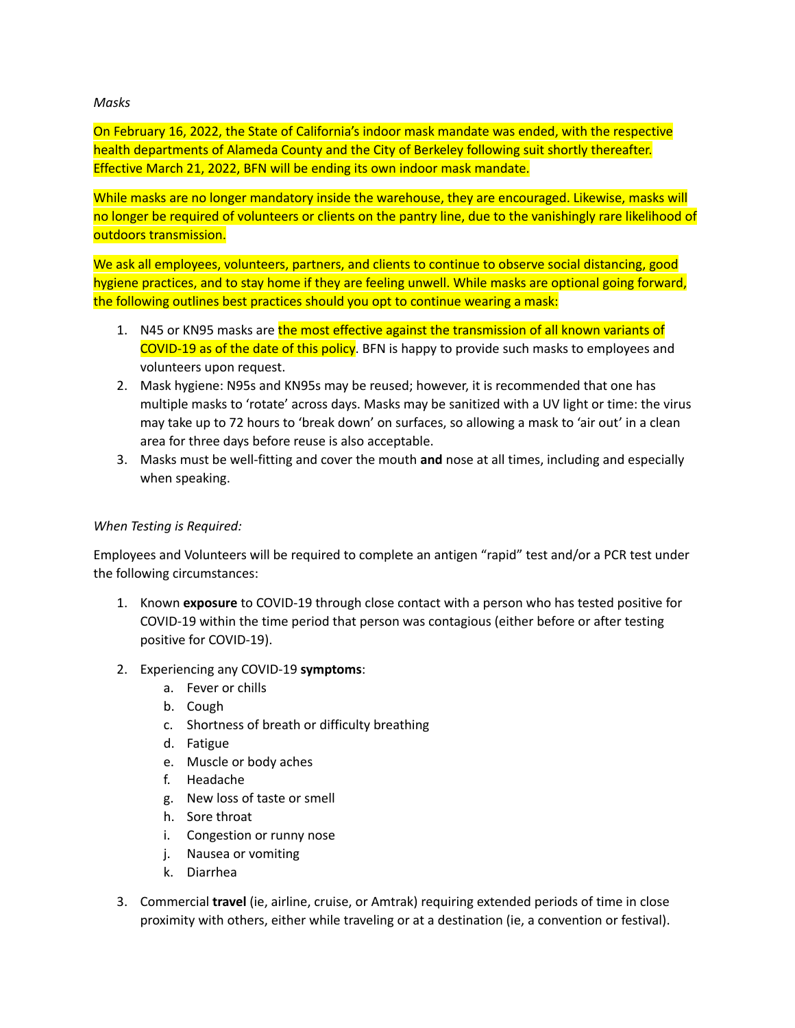*Masks*

On February 16, 2022, the State of California's indoor mask mandate was ended, with the respective health departments of Alameda County and the City of Berkeley following suit shortly thereafter. Effective March 21, 2022, BFN will be ending its own indoor mask mandate.

While masks are no longer mandatory inside the warehouse, they are encouraged. Likewise, masks will no longer be required of volunteers or clients on the pantry line, due to the vanishingly rare likelihood of outdoors transmission.

We ask all employees, volunteers, partners, and clients to continue to observe social distancing, good hygiene practices, and to stay home if they are feeling unwell. While masks are optional going forward, the following outlines best practices should you opt to continue wearing a mask:

1. N45 or KN95 masks are the most effective against the transmission of all known variants of COVID-19 as of the date of this policy. BFN is happy to provide such masks to employees and volunteers upon request.
2. Mask hygiene: N95s and KN95s may be reused; however, it is recommended that one has multiple masks to 'rotate' across days. Masks may be sanitized with a UV light or time: the virus may take up to 72 hours to 'break down' on surfaces, so allowing a mask to 'air out' in a clean area for three days before reuse is also acceptable.
3. Masks must be well-fitting and cover the mouth **and** nose at all times, including and especially when speaking.

*When Testing is Required:*

Employees and Volunteers will be required to complete an antigen "rapid" test and/or a PCR test under the following circumstances:

1. Known **exposure** to COVID-19 through close contact with a person who has tested positive for COVID-19 within the time period that person was contagious (either before or after testing positive for COVID-19).
2. Experiencing any COVID-19 **symptoms**:
   a. Fever or chills
   b. Cough
   c. Shortness of breath or difficulty breathing
   d. Fatigue
   e. Muscle or body aches
   f. Headache
   g. New loss of taste or smell
   h. Sore throat
   i. Congestion or runny nose
   j. Nausea or vomiting
   k. Diarrhea
3. Commercial **travel** (ie, airline, cruise, or Amtrak) requiring extended periods of time in close proximity with others, either while traveling or at a destination (ie, a convention or festival).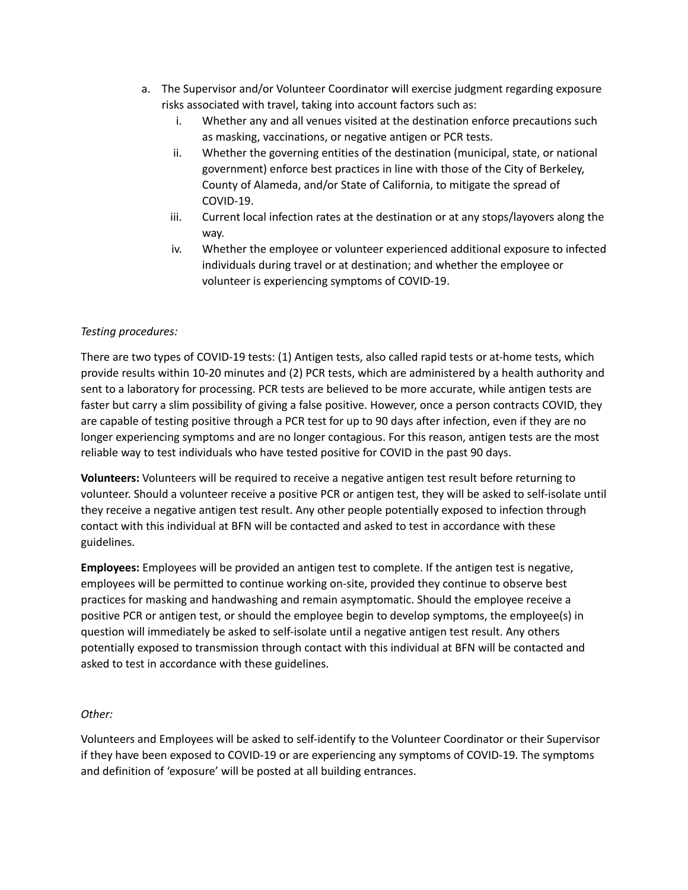a. The Supervisor and/or Volunteer Coordinator will exercise judgment regarding exposure risks associated with travel, taking into account factors such as:
    i. Whether any and all venues visited at the destination enforce precautions such as masking, vaccinations, or negative antigen or PCR tests.
    ii. Whether the governing entities of the destination (municipal, state, or national government) enforce best practices in line with those of the City of Berkeley, County of Alameda, and/or State of California, to mitigate the spread of COVID-19.
    iii. Current local infection rates at the destination or at any stops/layovers along the way.
    iv. Whether the employee or volunteer experienced additional exposure to infected individuals during travel or at destination; and whether the employee or volunteer is experiencing symptoms of COVID-19.

*Testing procedures:*

There are two types of COVID-19 tests: (1) Antigen tests, also called rapid tests or at-home tests, which provide results within 10-20 minutes and (2) PCR tests, which are administered by a health authority and sent to a laboratory for processing. PCR tests are believed to be more accurate, while antigen tests are faster but carry a slim possibility of giving a false positive. However, once a person contracts COVID, they are capable of testing positive through a PCR test for up to 90 days after infection, even if they are no longer experiencing symptoms and are no longer contagious. For this reason, antigen tests are the most reliable way to test individuals who have tested positive for COVID in the past 90 days.

**Volunteers:** Volunteers will be required to receive a negative antigen test result before returning to volunteer. Should a volunteer receive a positive PCR or antigen test, they will be asked to self-isolate until they receive a negative antigen test result. Any other people potentially exposed to infection through contact with this individual at BFN will be contacted and asked to test in accordance with these guidelines.

**Employees:** Employees will be provided an antigen test to complete. If the antigen test is negative, employees will be permitted to continue working on-site, provided they continue to observe best practices for masking and handwashing and remain asymptomatic. Should the employee receive a positive PCR or antigen test, or should the employee begin to develop symptoms, the employee(s) in question will immediately be asked to self-isolate until a negative antigen test result. Any others potentially exposed to transmission through contact with this individual at BFN will be contacted and asked to test in accordance with these guidelines.

*Other:*

Volunteers and Employees will be asked to self-identify to the Volunteer Coordinator or their Supervisor if they have been exposed to COVID-19 or are experiencing any symptoms of COVID-19. The symptoms and definition of 'exposure' will be posted at all building entrances.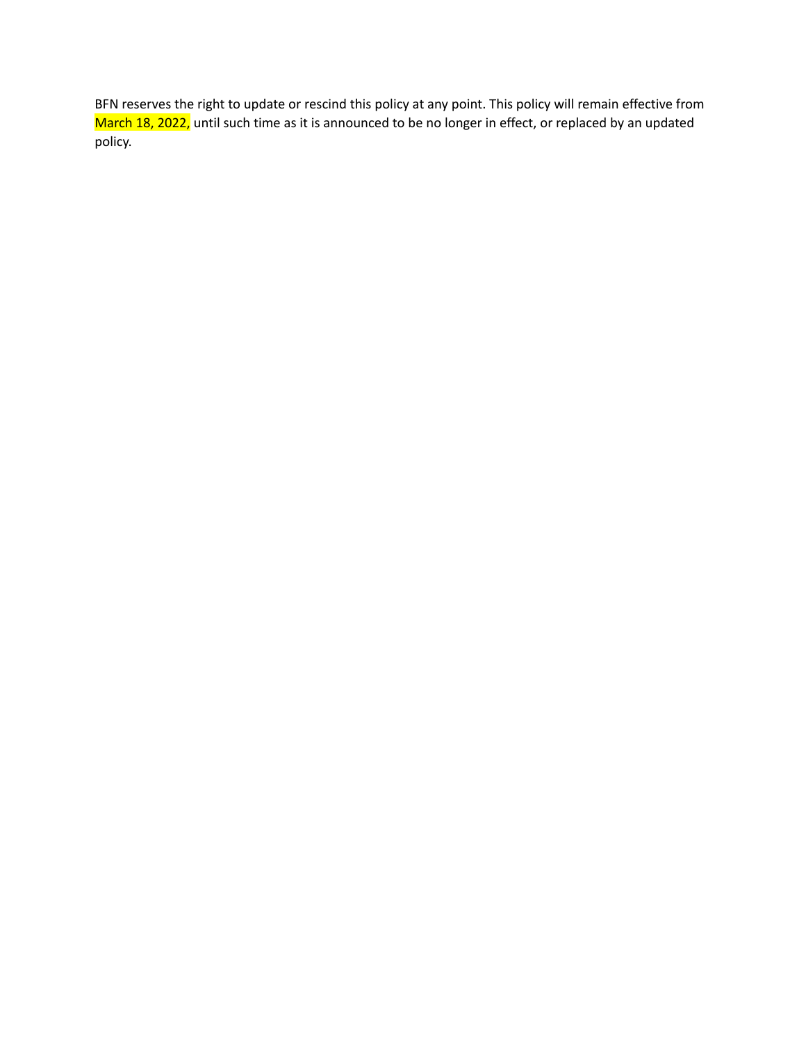BFN reserves the right to update or rescind this policy at any point. This policy will remain effective from March 18, 2022, until such time as it is announced to be no longer in effect, or replaced by an updated policy.